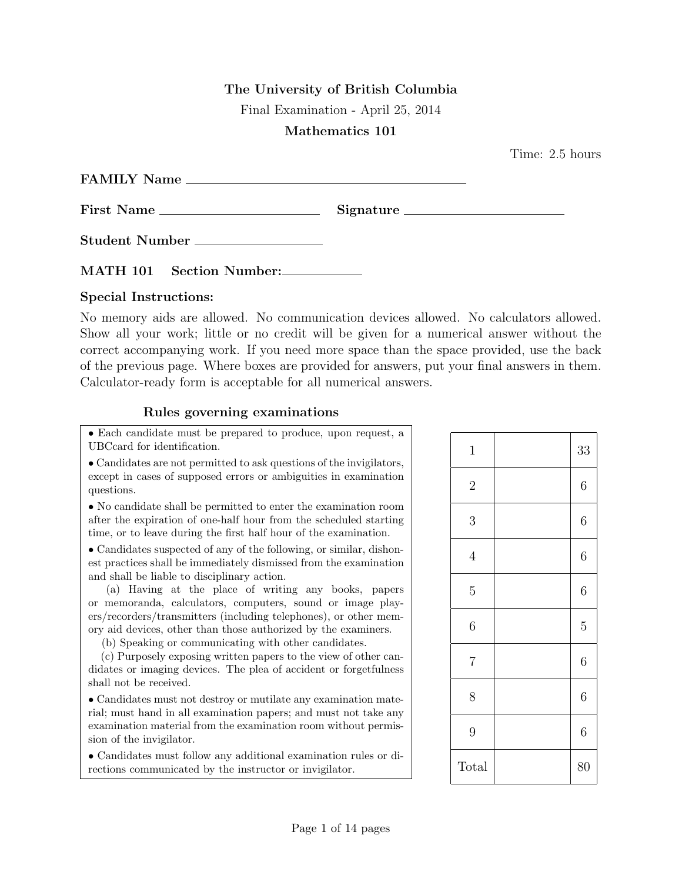**The University of British Columbia**

Final Examination - April 25, 2014

**Mathematics 101**

Time: 2.5 hours

**FAMILY Name** ______________________________

**First Name** ____________________ **Signature** ____________________

**Student Number** ________________

**MATH 101 Section Number:** __________

### Special Instructions:

No memory aids are allowed. No communication devices allowed. No calculators allowed. Show all your work; little or no credit will be given for a numerical answer without the correct accompanying work. If you need more space than the space provided, use the back of the previous page. Where boxes are provided for answers, put your final answers in them. Calculator-ready form is acceptable for all numerical answers.

### Rules governing examinations

- Each candidate must be prepared to produce, upon request, a UBCcard for identification.
- Candidates are not permitted to ask questions of the invigilators, except in cases of supposed errors or ambiguities in examination questions.
- No candidate shall be permitted to enter the examination room after the expiration of one-half hour from the scheduled starting time, or to leave during the first half hour of the examination.
- Candidates suspected of any of the following, or similar, dishonest practices shall be immediately dismissed from the examination and shall be liable to disciplinary action.

  (a) Having at the place of writing any books, papers or memoranda, calculators, computers, sound or image players/recorders/transmitters (including telephones), or other memory aid devices, other than those authorized by the examiners.

  (b) Speaking or communicating with other candidates.

  (c) Purposely exposing written papers to the view of other candidates or imaging devices. The plea of accident or forgetfulness shall not be received.
- Candidates must not destroy or mutilate any examination material; must hand in all examination papers; and must not take any examination material from the examination room without permission of the invigilator.
- Candidates must follow any additional examination rules or directions communicated by the instructor or invigilator.

| Question | Score | Max |
|---|---|---|
| 1 | | 33 |
| 2 | | 6 |
| 3 | | 6 |
| 4 | | 6 |
| 5 | | 6 |
| 6 | | 5 |
| 7 | | 6 |
| 8 | | 6 |
| 9 | | 6 |
| Total | | 80 |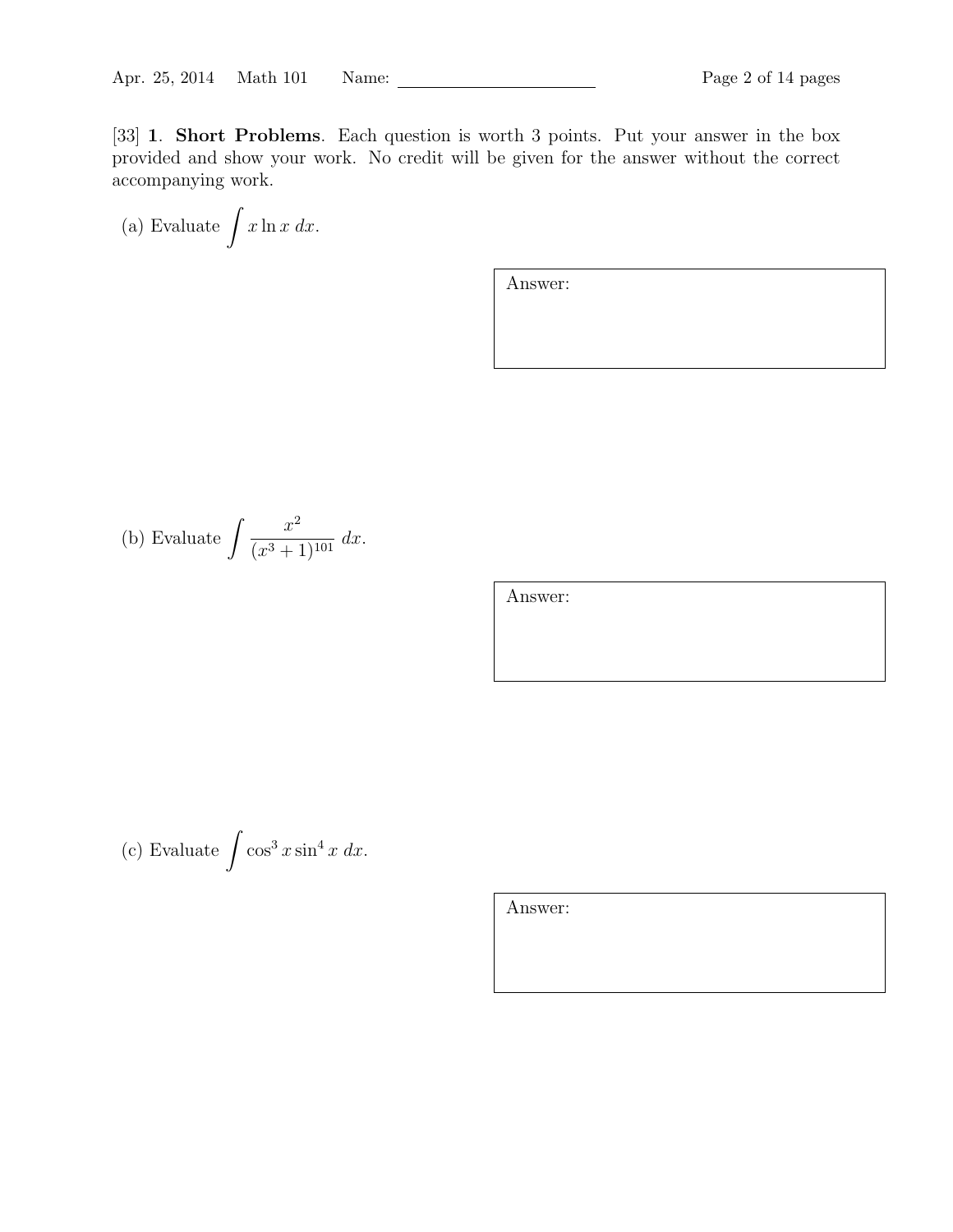[33] **1**. **Short Problems**. Each question is worth 3 points. Put your answer in the box provided and show your work. No credit will be given for the answer without the correct accompanying work.

(a) Evaluate $\int x \ln x \, dx$.

Answer:

(b) Evaluate $\int \frac{x^2}{(x^3+1)^{101}} \, dx$.

Answer:

(c) Evaluate $\int \cos^3 x \sin^4 x \, dx$.

Answer: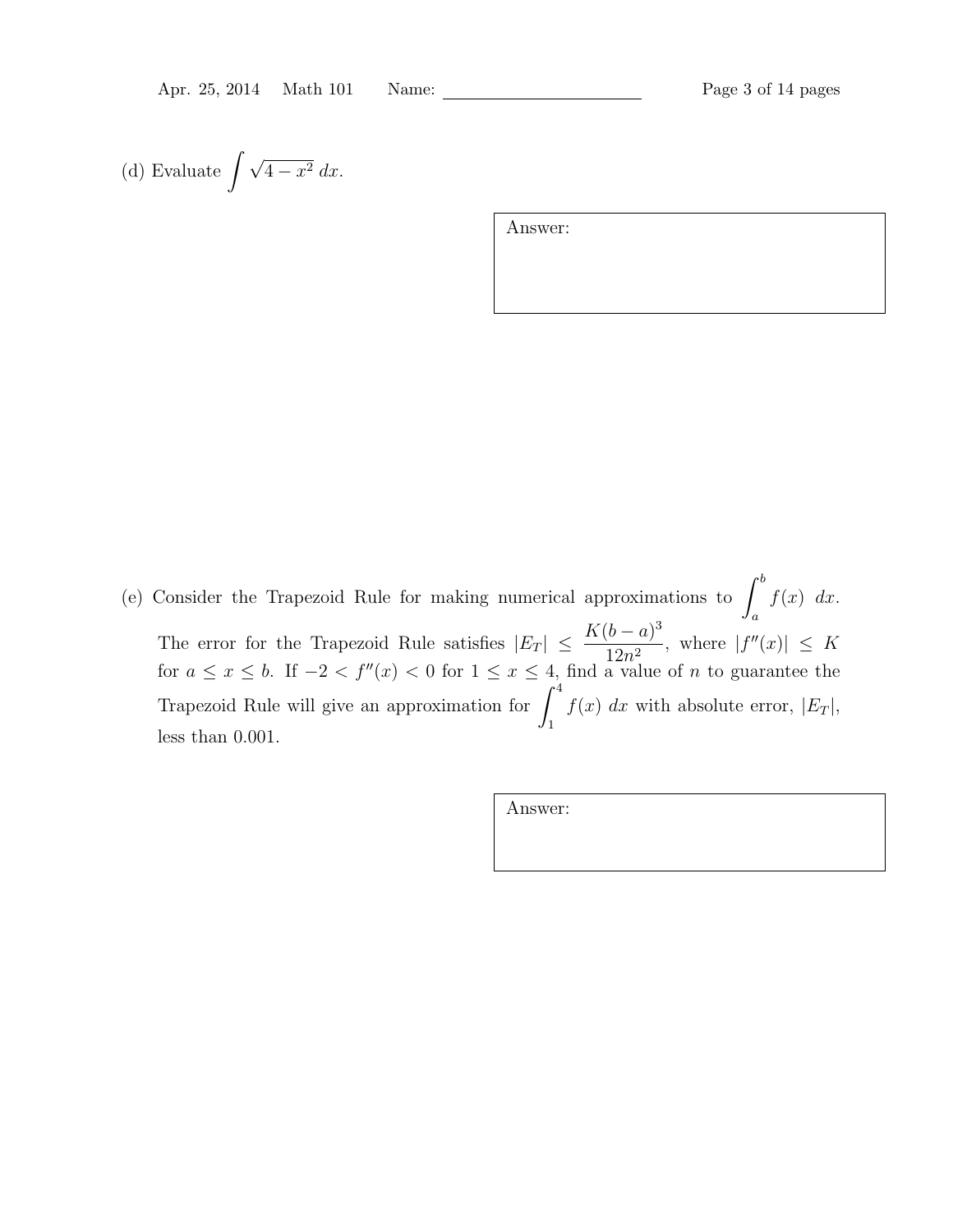(d) Evaluate $\int \sqrt{4 - x^2}\, dx$.

Answer:

(e) Consider the Trapezoid Rule for making numerical approximations to $\int_a^b f(x)\ dx$. The error for the Trapezoid Rule satisfies $|E_T| \leq \dfrac{K(b-a)^3}{12n^2}$, where $|f''(x)| \leq K$ for $a \leq x \leq b$. If $-2 < f''(x) < 0$ for $1 \leq x \leq 4$, find a value of $n$ to guarantee the Trapezoid Rule will give an approximation for $\int_1^4 f(x)\ dx$ with absolute error, $|E_T|$, less than 0.001.

Answer: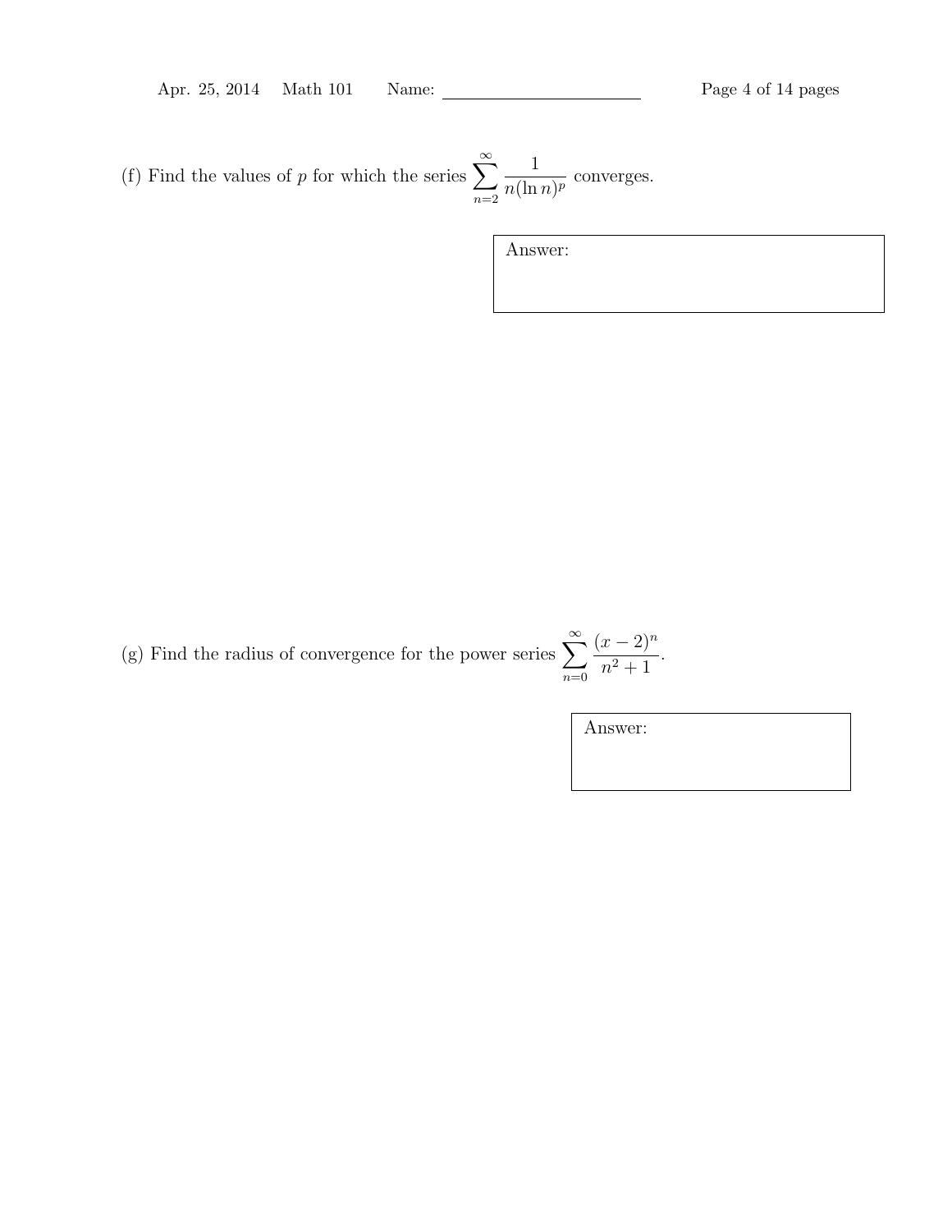(f) Find the values of $p$ for which the series $\displaystyle\sum_{n=2}^{\infty} \frac{1}{n(\ln n)^p}$ converges.

Answer:

(g) Find the radius of convergence for the power series $\displaystyle\sum_{n=0}^{\infty} \frac{(x-2)^n}{n^2+1}$.

Answer: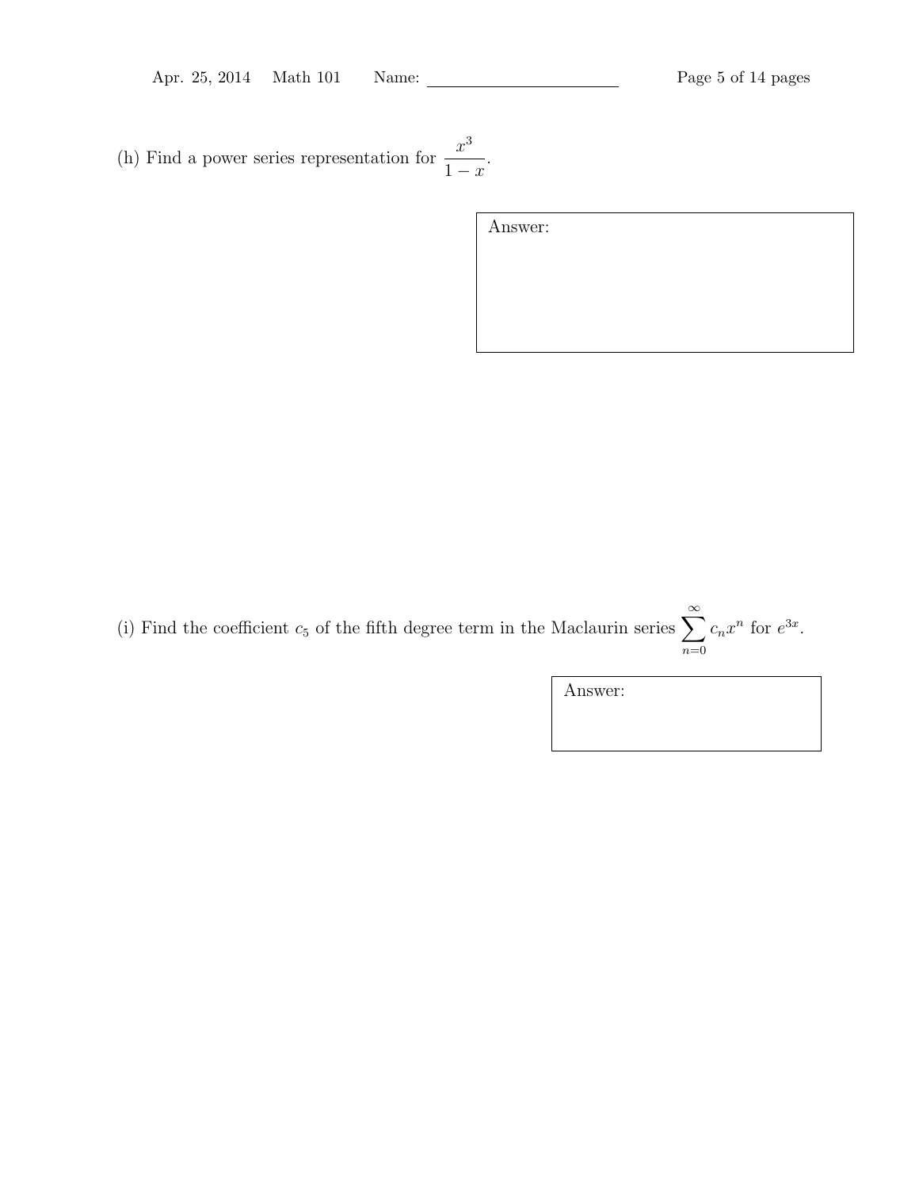(h) Find a power series representation for $\dfrac{x^3}{1-x}$.

Answer:

(i) Find the coefficient $c_5$ of the fifth degree term in the Maclaurin series $\displaystyle\sum_{n=0}^{\infty} c_n x^n$ for $e^{3x}$.

Answer: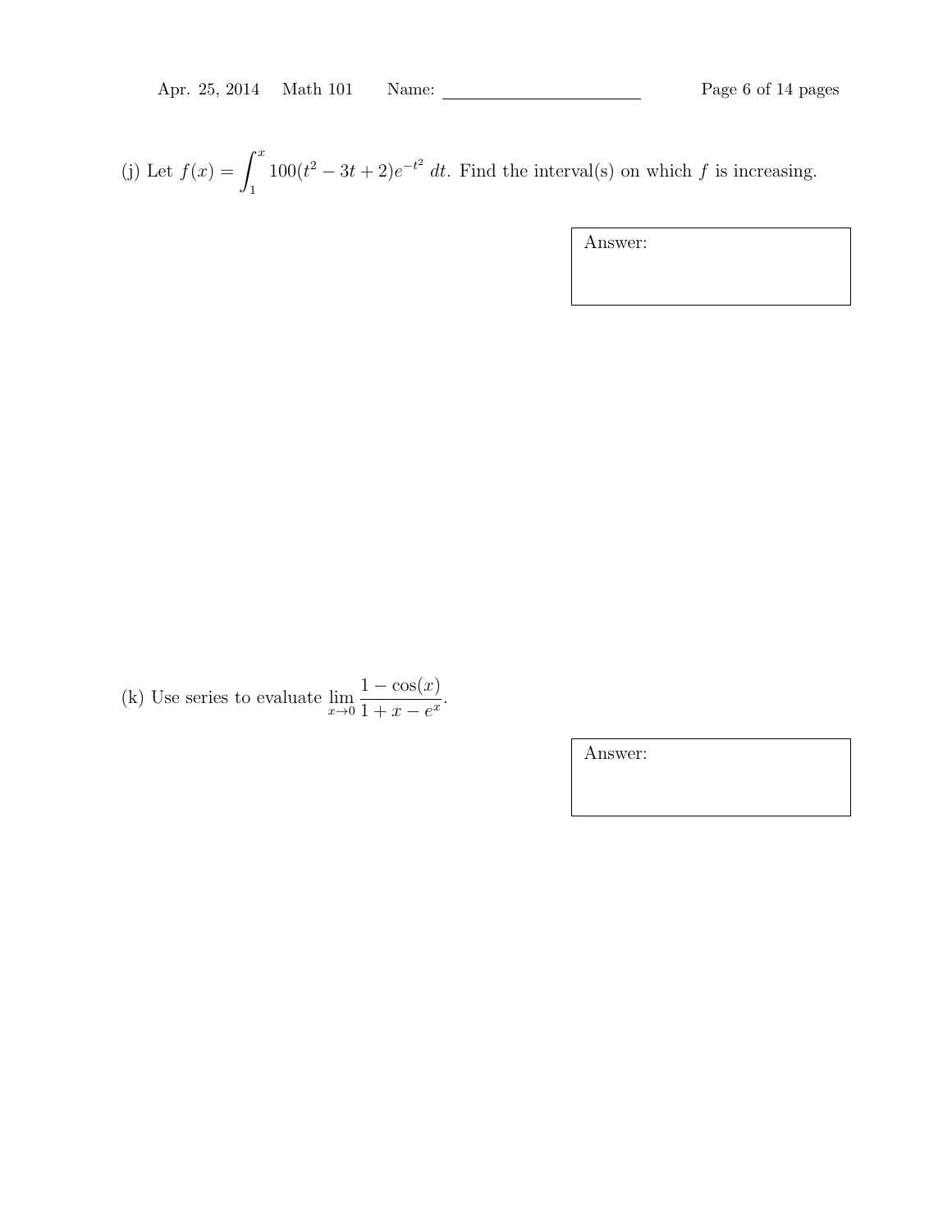(j) Let $f(x) = \int_1^x 100(t^2 - 3t + 2)e^{-t^2}\, dt$. Find the interval(s) on which $f$ is increasing.

Answer:

(k) Use series to evaluate $\lim_{x \to 0} \frac{1 - \cos(x)}{1 + x - e^x}$.

Answer: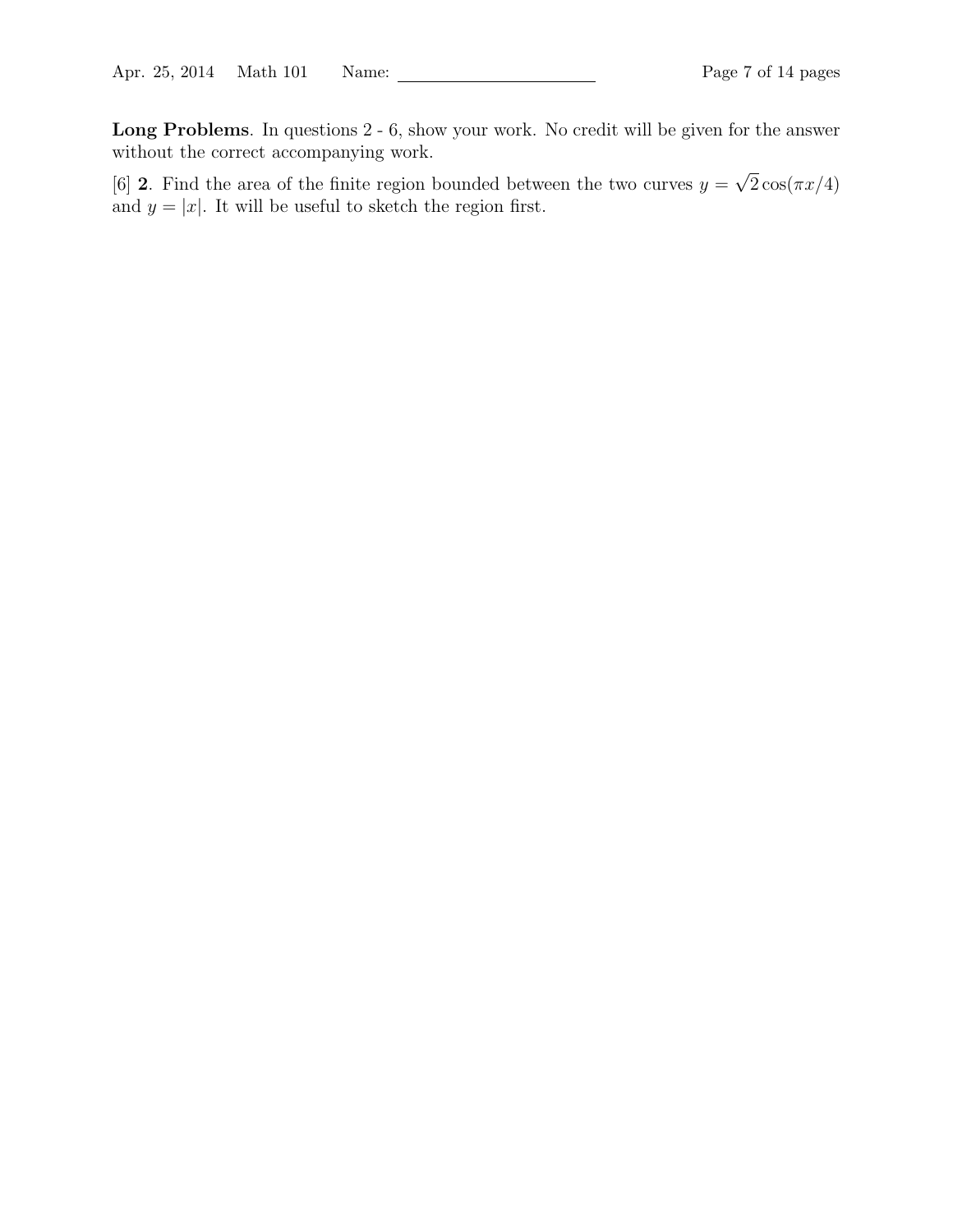**Long Problems**. In questions 2 - 6, show your work. No credit will be given for the answer without the correct accompanying work.

[6] **2**. Find the area of the finite region bounded between the two curves $y = \sqrt{2}\cos(\pi x/4)$ and $y = |x|$. It will be useful to sketch the region first.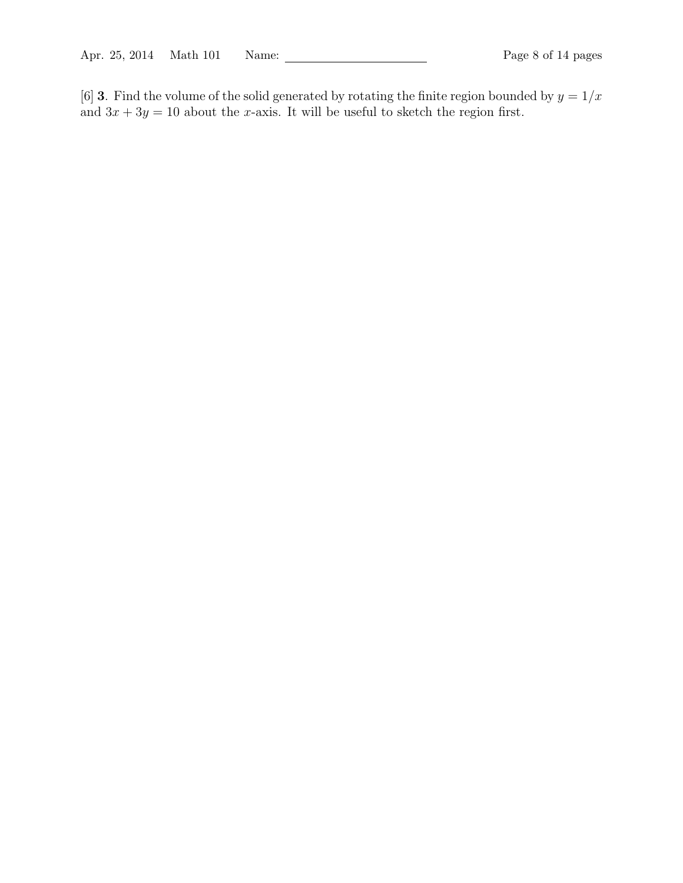[6] **3**. Find the volume of the solid generated by rotating the finite region bounded by $y = 1/x$ and $3x + 3y = 10$ about the $x$-axis. It will be useful to sketch the region first.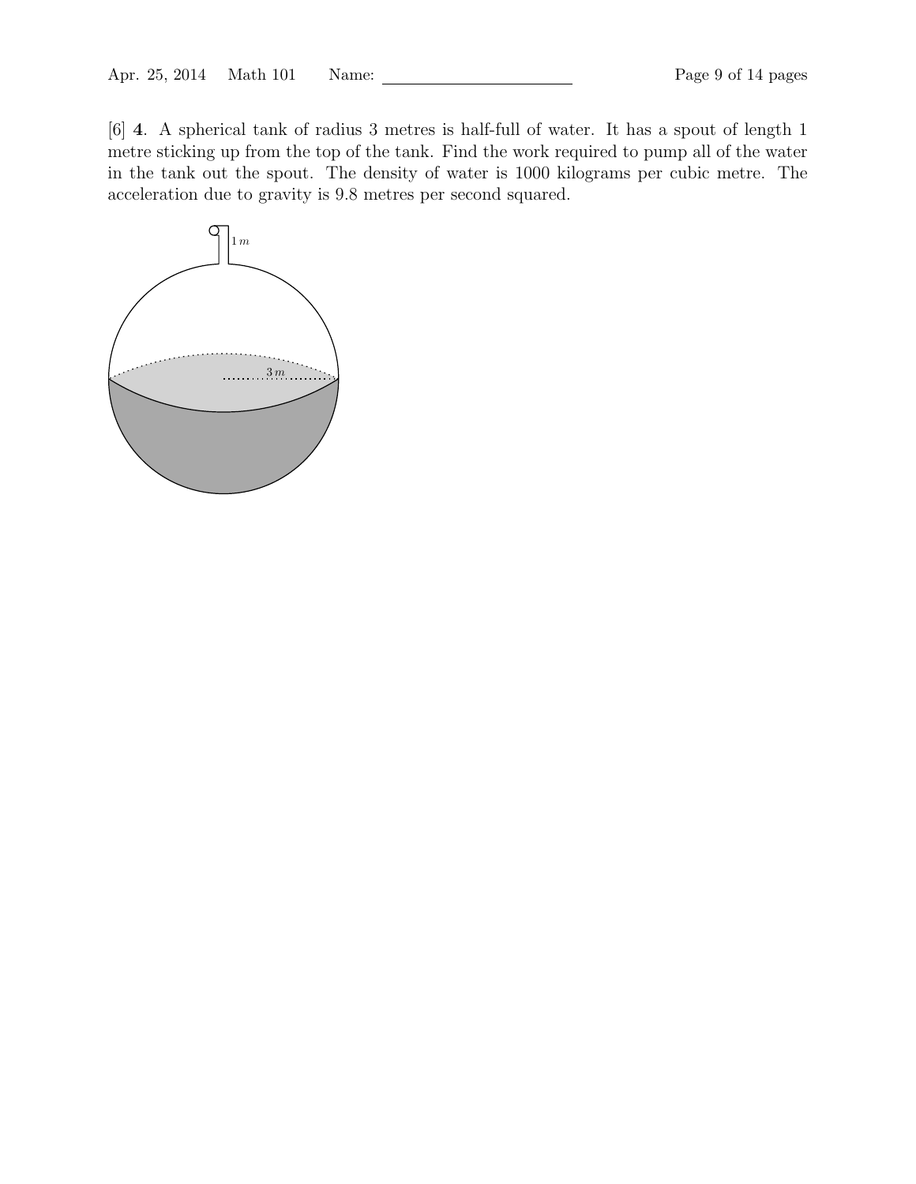[6] **4**. A spherical tank of radius 3 metres is half-full of water. It has a spout of length 1 metre sticking up from the top of the tank. Find the work required to pump all of the water in the tank out the spout. The density of water is 1000 kilograms per cubic metre. The acceleration due to gravity is 9.8 metres per second squared.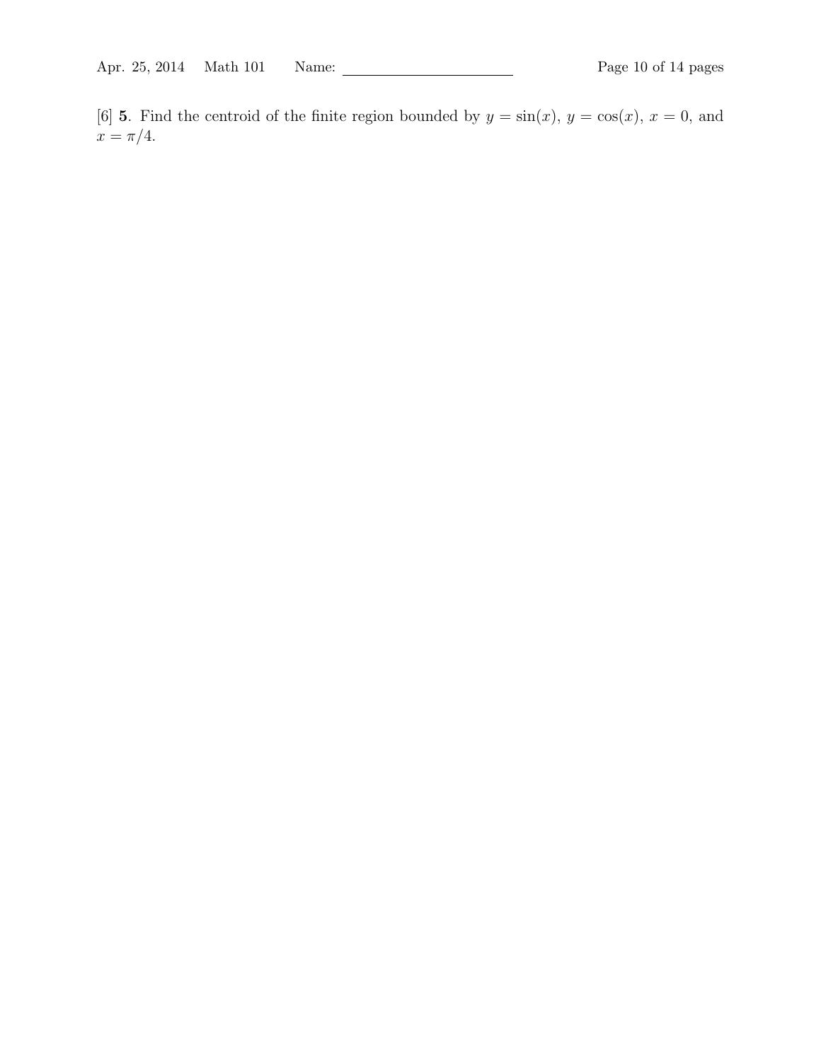[6] **5**. Find the centroid of the finite region bounded by $y = \sin(x)$, $y = \cos(x)$, $x = 0$, and $x = \pi/4$.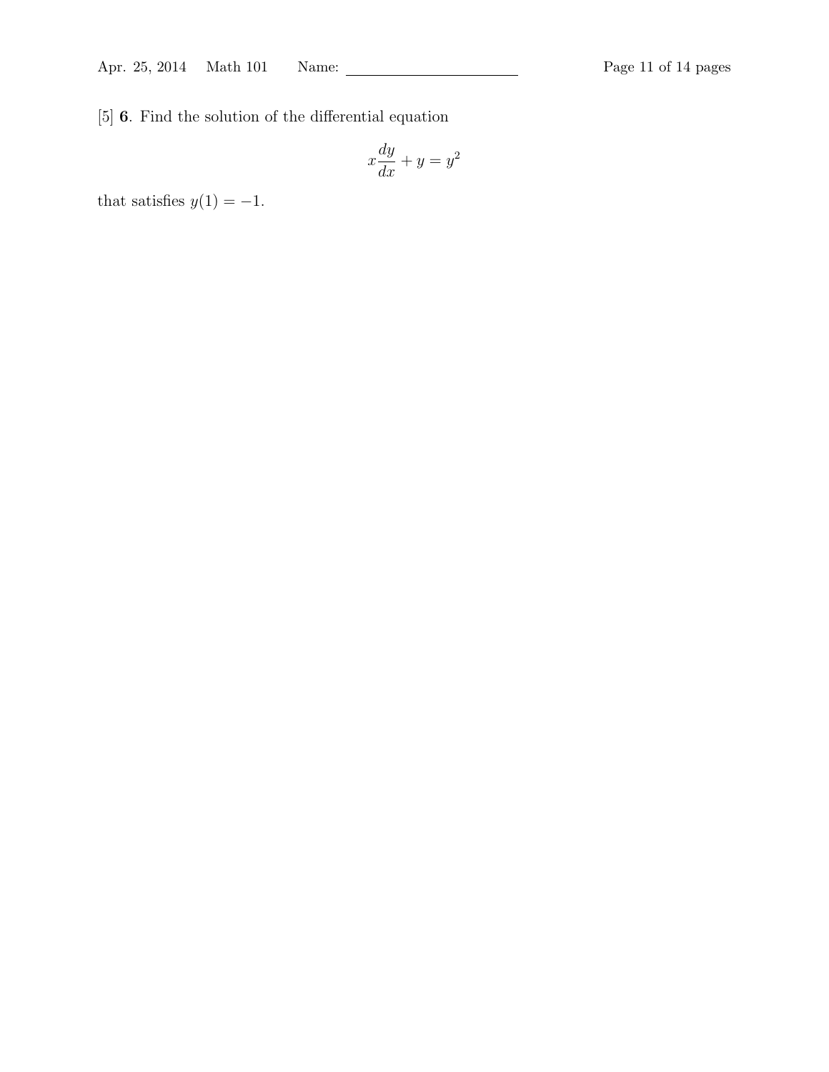[5] **6**. Find the solution of the differential equation

$$x\frac{dy}{dx} + y = y^2$$

that satisfies $y(1) = -1$.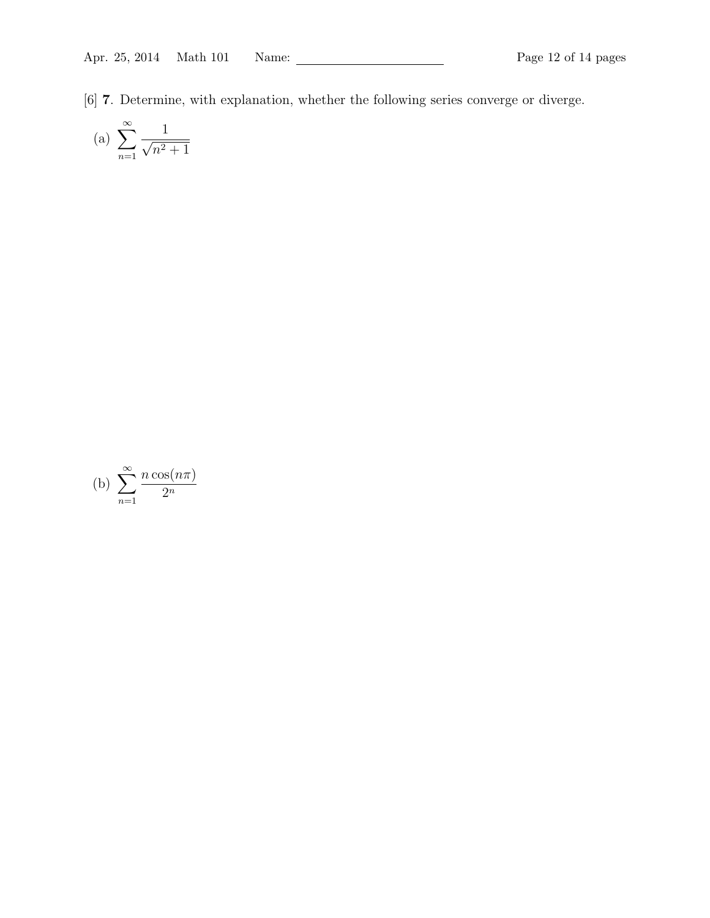[6] **7**. Determine, with explanation, whether the following series converge or diverge.

(a) $\displaystyle\sum_{n=1}^{\infty} \frac{1}{\sqrt{n^2+1}}$

(b) $\displaystyle\sum_{n=1}^{\infty} \frac{n\cos(n\pi)}{2^n}$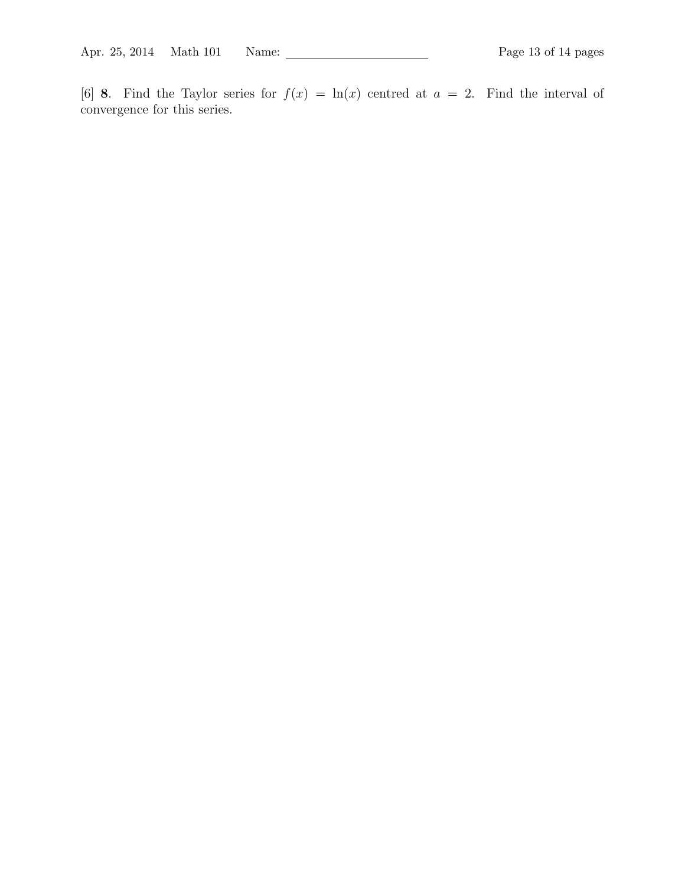[6] **8**. Find the Taylor series for $f(x) = \ln(x)$ centred at $a = 2$. Find the interval of convergence for this series.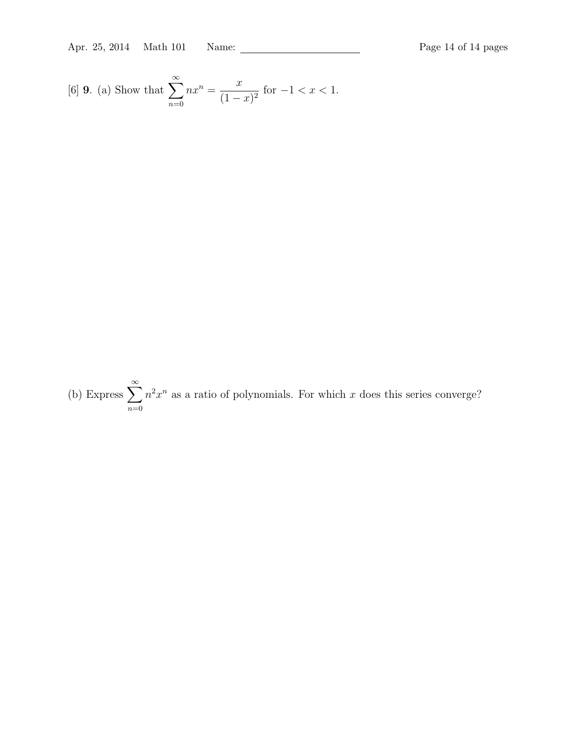[6] **9**. (a) Show that $\sum_{n=0}^{\infty} nx^n = \dfrac{x}{(1-x)^2}$ for $-1 < x < 1$.

(b) Express $\sum_{n=0}^{\infty} n^2 x^n$ as a ratio of polynomials. For which $x$ does this series converge?